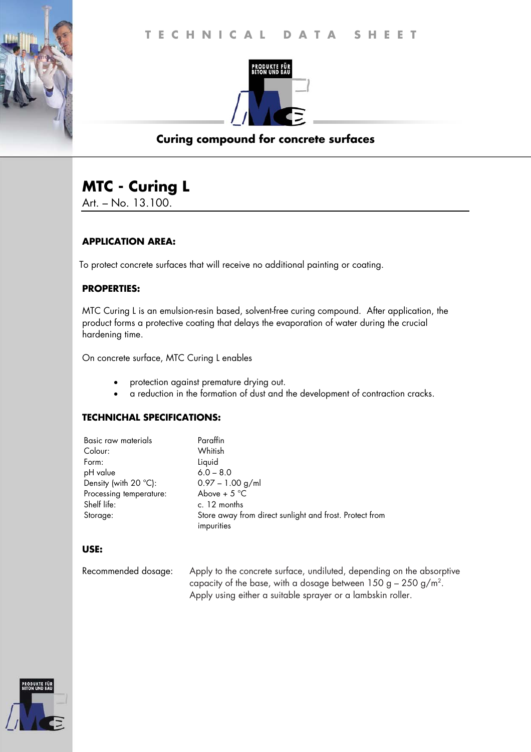TECHNICAL DATA SHEET

**Curing compound for concrete surfaces**

# MTC - Curing L

Art. – No. 13.100.

## APPLICATION AREA:

To protect concrete surfaces that will receive no additional painting or coating.

## PROPERTIES:

MTC Curing L is an emulsion-resin based, solvent-free curing compound. After application, the product forms a protective coating that delays the evaporation of water during the crucial hardening time.

On concrete surface, MTC Curing L enables

- protection against premature drying out.
- a reduction in the formation of dust and the development of contraction cracks.

## TECHNICHAL SPECIFICATIONS:

| | |
|---|---|
| Basic raw materials | Paraffin |
| Colour: | Whitish |
| Form: | Liquid |
| pH value | 6.0 – 8.0 |
| Density (with 20 °C): | 0.97 – 1.00 g/ml |
| Processing temperature: | Above + 5 °C |
| Shelf life: | c. 12 months |
| Storage: | Store away from direct sunlight and frost. Protect from impurities |

## USE:

| | |
|---|---|
| Recommended dosage: | Apply to the concrete surface, undiluted, depending on the absorptive capacity of the base, with a dosage between 150 g – 250 g/m$^2$. Apply using either a suitable sprayer or a lambskin roller. |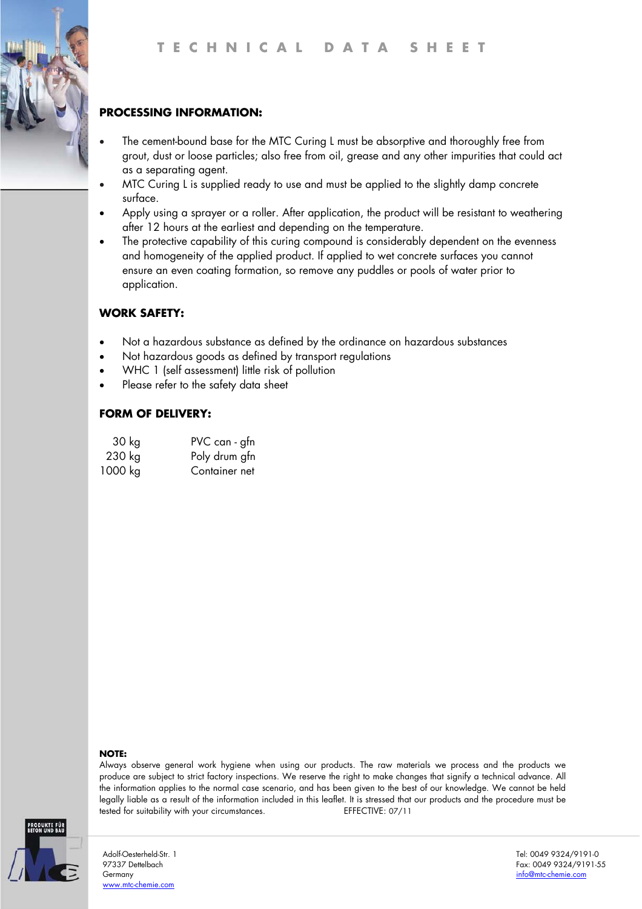## PROCESSING INFORMATION:

- The cement-bound base for the MTC Curing L must be absorptive and thoroughly free from grout, dust or loose particles; also free from oil, grease and any other impurities that could act as a separating agent.
- MTC Curing L is supplied ready to use and must be applied to the slightly damp concrete surface.
- Apply using a sprayer or a roller. After application, the product will be resistant to weathering after 12 hours at the earliest and depending on the temperature.
- The protective capability of this curing compound is considerably dependent on the evenness and homogeneity of the applied product. If applied to wet concrete surfaces you cannot ensure an even coating formation, so remove any puddles or pools of water prior to application.

## WORK SAFETY:

- Not a hazardous substance as defined by the ordinance on hazardous substances
- Not hazardous goods as defined by transport regulations
- WHC 1 (self assessment) little risk of pollution
- Please refer to the safety data sheet

## FORM OF DELIVERY:

| | |
|---|---|
| 30 kg | PVC can - gfn |
| 230 kg | Poly drum gfn |
| 1000 kg | Container net |

**NOTE:**
Always observe general work hygiene when using our products. The raw materials we process and the products we produce are subject to strict factory inspections. We reserve the right to make changes that signify a technical advance. All the information applies to the normal case scenario, and has been given to the best of our knowledge. We cannot be held legally liable as a result of the information included in this leaflet. It is stressed that our products and the procedure must be tested for suitability with your circumstances. EFFECTIVE: 07/11

Adolf-Oesterheld-Str. 1
97337 Dettelbach
Germany
www.mtc-chemie.com

Tel: 0049 9324/9191-0
Fax: 0049 9324/9191-55
info@mtc-chemie.com